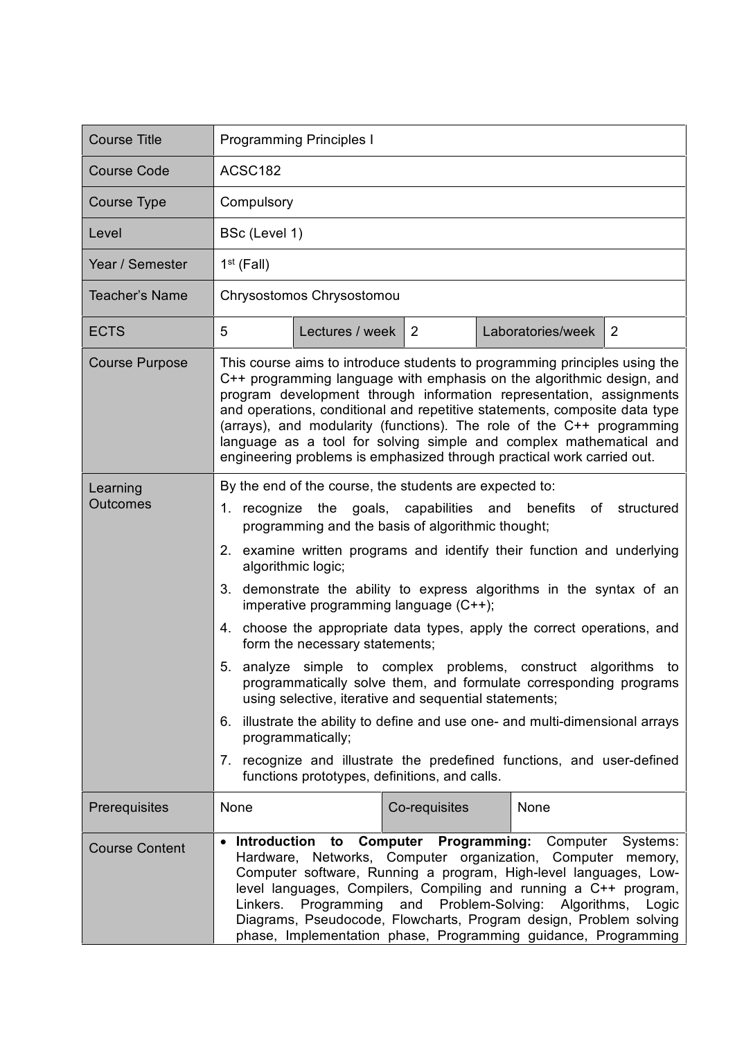| Course Title | Programming Principles I | | | | |
|---|---|---|---|---|---|
| Course Code | ACSC182 | | | | |
| Course Type | Compulsory | | | | |
| Level | BSc (Level 1) | | | | |
| Year / Semester | 1st (Fall) | | | | |
| Teacher's Name | Chrysostomos Chrysostomou | | | | |
| ECTS | 5 | Lectures / week | 2 | Laboratories/week | 2 |
| Course Purpose | This course aims to introduce students to programming principles using the C++ programming language with emphasis on the algorithmic design, and program development through information representation, assignments and operations, conditional and repetitive statements, composite data type (arrays), and modularity (functions). The role of the C++ programming language as a tool for solving simple and complex mathematical and engineering problems is emphasized through practical work carried out. | | | | |
| Learning Outcomes | By the end of the course, the students are expected to:<br>1. recognize the goals, capabilities and benefits of structured programming and the basis of algorithmic thought;<br>2. examine written programs and identify their function and underlying algorithmic logic;<br>3. demonstrate the ability to express algorithms in the syntax of an imperative programming language (C++);<br>4. choose the appropriate data types, apply the correct operations, and form the necessary statements;<br>5. analyze simple to complex problems, construct algorithms to programmatically solve them, and formulate corresponding programs using selective, iterative and sequential statements;<br>6. illustrate the ability to define and use one- and multi-dimensional arrays programmatically;<br>7. recognize and illustrate the predefined functions, and user-defined functions prototypes, definitions, and calls. | | | | |
| Prerequisites | None | Co-requisites | None | | |
| Course Content | • **Introduction to Computer Programming:** Computer Systems: Hardware, Networks, Computer organization, Computer memory, Computer software, Running a program, High-level languages, Low-level languages, Compilers, Compiling and running a C++ program, Linkers. Programming and Problem-Solving: Algorithms, Logic Diagrams, Pseudocode, Flowcharts, Program design, Problem solving phase, Implementation phase, Programming guidance, Programming | | | | |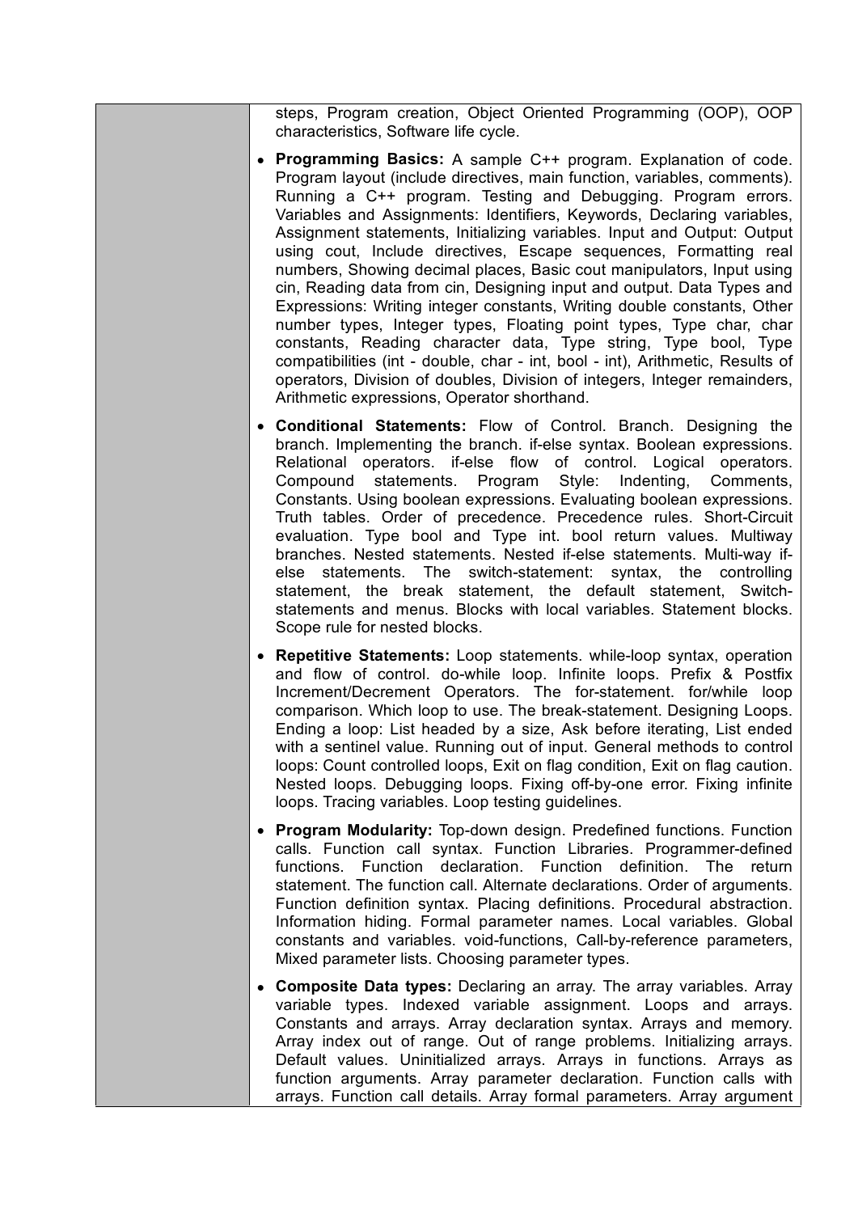| | |
|---|---|
| | steps, Program creation, Object Oriented Programming (OOP), OOP characteristics, Software life cycle.<br><br>• **Programming Basics:** A sample C++ program. Explanation of code. Program layout (include directives, main function, variables, comments). Running a C++ program. Testing and Debugging. Program errors. Variables and Assignments: Identifiers, Keywords, Declaring variables, Assignment statements, Initializing variables. Input and Output: Output using cout, Include directives, Escape sequences, Formatting real numbers, Showing decimal places, Basic cout manipulators, Input using cin, Reading data from cin, Designing input and output. Data Types and Expressions: Writing integer constants, Writing double constants, Other number types, Integer types, Floating point types, Type char, char constants, Reading character data, Type string, Type bool, Type compatibilities (int - double, char - int, bool - int), Arithmetic, Results of operators, Division of doubles, Division of integers, Integer remainders, Arithmetic expressions, Operator shorthand.<br><br>• **Conditional Statements:** Flow of Control. Branch. Designing the branch. Implementing the branch. if-else syntax. Boolean expressions. Relational operators. if-else flow of control. Logical operators. Compound statements. Program Style: Indenting, Comments, Constants. Using boolean expressions. Evaluating boolean expressions. Truth tables. Order of precedence. Precedence rules. Short-Circuit evaluation. Type bool and Type int. bool return values. Multiway branches. Nested statements. Nested if-else statements. Multi-way if-else statements. The switch-statement: syntax, the controlling statement, the break statement, the default statement, Switch-statements and menus. Blocks with local variables. Statement blocks. Scope rule for nested blocks.<br><br>• **Repetitive Statements:** Loop statements. while-loop syntax, operation and flow of control. do-while loop. Infinite loops. Prefix & Postfix Increment/Decrement Operators. The for-statement. for/while loop comparison. Which loop to use. The break-statement. Designing Loops. Ending a loop: List headed by a size, Ask before iterating, List ended with a sentinel value. Running out of input. General methods to control loops: Count controlled loops, Exit on flag condition, Exit on flag caution. Nested loops. Debugging loops. Fixing off-by-one error. Fixing infinite loops. Tracing variables. Loop testing guidelines.<br><br>• **Program Modularity:** Top-down design. Predefined functions. Function calls. Function call syntax. Function Libraries. Programmer-defined functions. Function declaration. Function definition. The return statement. The function call. Alternate declarations. Order of arguments. Function definition syntax. Placing definitions. Procedural abstraction. Information hiding. Formal parameter names. Local variables. Global constants and variables. void-functions, Call-by-reference parameters, Mixed parameter lists. Choosing parameter types.<br><br>• **Composite Data types:** Declaring an array. The array variables. Array variable types. Indexed variable assignment. Loops and arrays. Constants and arrays. Array declaration syntax. Arrays and memory. Array index out of range. Out of range problems. Initializing arrays. Default values. Uninitialized arrays. Arrays in functions. Arrays as function arguments. Array parameter declaration. Function calls with arrays. Function call details. Array formal parameters. Array argument |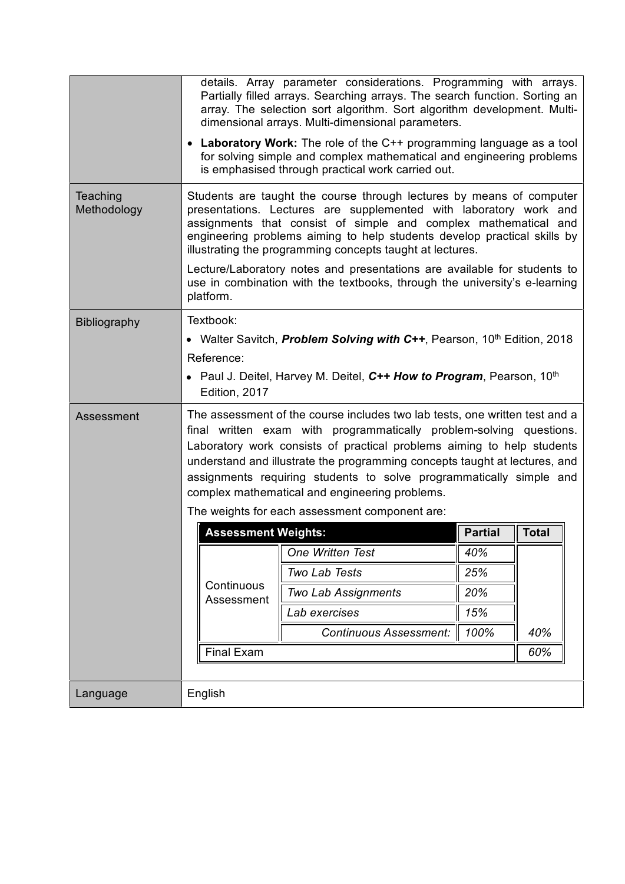| | |
|---|---|
| | details. Array parameter considerations. Programming with arrays. Partially filled arrays. Searching arrays. The search function. Sorting an array. The selection sort algorithm. Sort algorithm development. Multi-dimensional arrays. Multi-dimensional parameters.<br>• **Laboratory Work:** The role of the C++ programming language as a tool for solving simple and complex mathematical and engineering problems is emphasised through practical work carried out. |
| Teaching Methodology | Students are taught the course through lectures by means of computer presentations. Lectures are supplemented with laboratory work and assignments that consist of simple and complex mathematical and engineering problems aiming to help students develop practical skills by illustrating the programming concepts taught at lectures.<br>Lecture/Laboratory notes and presentations are available for students to use in combination with the textbooks, through the university's e-learning platform. |
| Bibliography | Textbook:<br>• Walter Savitch, ***Problem Solving with C++***, Pearson, 10th Edition, 2018<br>Reference:<br>• Paul J. Deitel, Harvey M. Deitel, ***C++ How to Program***, Pearson, 10th Edition, 2017 |
| Assessment | The assessment of the course includes two lab tests, one written test and a final written exam with programmatically problem-solving questions. Laboratory work consists of practical problems aiming to help students understand and illustrate the programming concepts taught at lectures, and assignments requiring students to solve programmatically simple and complex mathematical and engineering problems.<br>The weights for each assessment component are: |
| Language | English |

| **Assessment Weights:** | | **Partial** | **Total** |
|---|---|---|---|
| Continuous Assessment | *One Written Test* | *40%* | |
| | *Two Lab Tests* | *25%* | |
| | *Two Lab Assignments* | *20%* | |
| | *Lab exercises* | *15%* | |
| | *Continuous Assessment:* | *100%* | *40%* |
| Final Exam | | | *60%* |